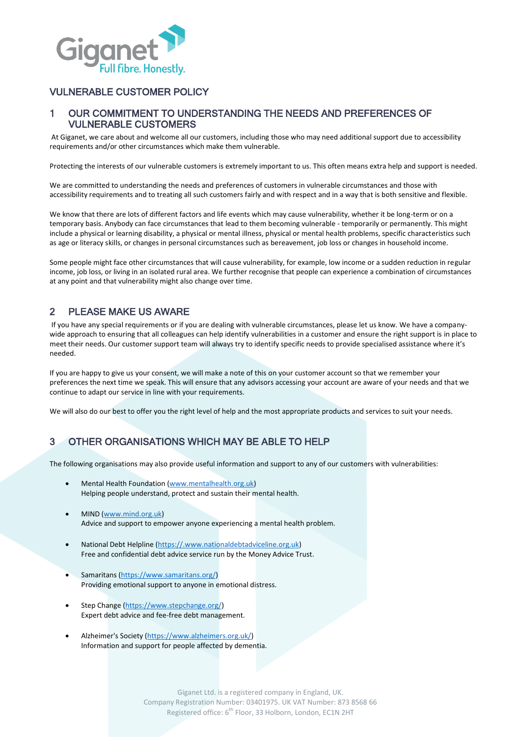# VULNERABLE CUSTOMER POLICY

## 1 OUR COMMITMENT TO UNDERSTANDING THE NEEDS AND PREFERENCES OF VULNERABLE CUSTOMERS

At Giganet, we care about and welcome all our customers, including those who may need additional support due to accessibility requirements and/or other circumstances which make them vulnerable.

Protecting the interests of our vulnerable customers is extremely important to us. This often means extra help and support is needed.

We are committed to understanding the needs and preferences of customers in vulnerable circumstances and those with accessibility requirements and to treating all such customers fairly and with respect and in a way that is both sensitive and flexible.

We know that there are lots of different factors and life events which may cause vulnerability, whether it be long-term or on a temporary basis. Anybody can face circumstances that lead to them becoming vulnerable - temporarily or permanently. This might include a physical or learning disability, a physical or mental illness, physical or mental health problems, specific characteristics such as age or literacy skills, or changes in personal circumstances such as bereavement, job loss or changes in household income.

Some people might face other circumstances that will cause vulnerability, for example, low income or a sudden reduction in regular income, job loss, or living in an isolated rural area. We further recognise that people can experience a combination of circumstances at any point and that vulnerability might also change over time.

## 2 PLEASE MAKE US AWARE

If you have any special requirements or if you are dealing with vulnerable circumstances, please let us know. We have a company-wide approach to ensuring that all colleagues can help identify vulnerabilities in a customer and ensure the right support is in place to meet their needs. Our customer support team will always try to identify specific needs to provide specialised assistance where it's needed.

If you are happy to give us your consent, we will make a note of this on your customer account so that we remember your preferences the next time we speak. This will ensure that any advisors accessing your account are aware of your needs and that we continue to adapt our service in line with your requirements.

We will also do our best to offer you the right level of help and the most appropriate products and services to suit your needs.

## 3 OTHER ORGANISATIONS WHICH MAY BE ABLE TO HELP

The following organisations may also provide useful information and support to any of our customers with vulnerabilities:

- Mental Health Foundation (www.mentalhealth.org.uk)
  Helping people understand, protect and sustain their mental health.
- MIND (www.mind.org.uk)
  Advice and support to empower anyone experiencing a mental health problem.
- National Debt Helpline (https://.www.nationaldebtadviceline.org.uk)
  Free and confidential debt advice service run by the Money Advice Trust.
- Samaritans (https://www.samaritans.org/)
  Providing emotional support to anyone in emotional distress.
- Step Change (https://www.stepchange.org/)
  Expert debt advice and fee-free debt management.
- Alzheimer's Society (https://www.alzheimers.org.uk/)
  Information and support for people affected by dementia.

Giganet Ltd. is a registered company in England, UK.
Company Registration Number: 03401975. UK VAT Number: 873 8568 66
Registered office: 6th Floor, 33 Holborn, London, EC1N 2HT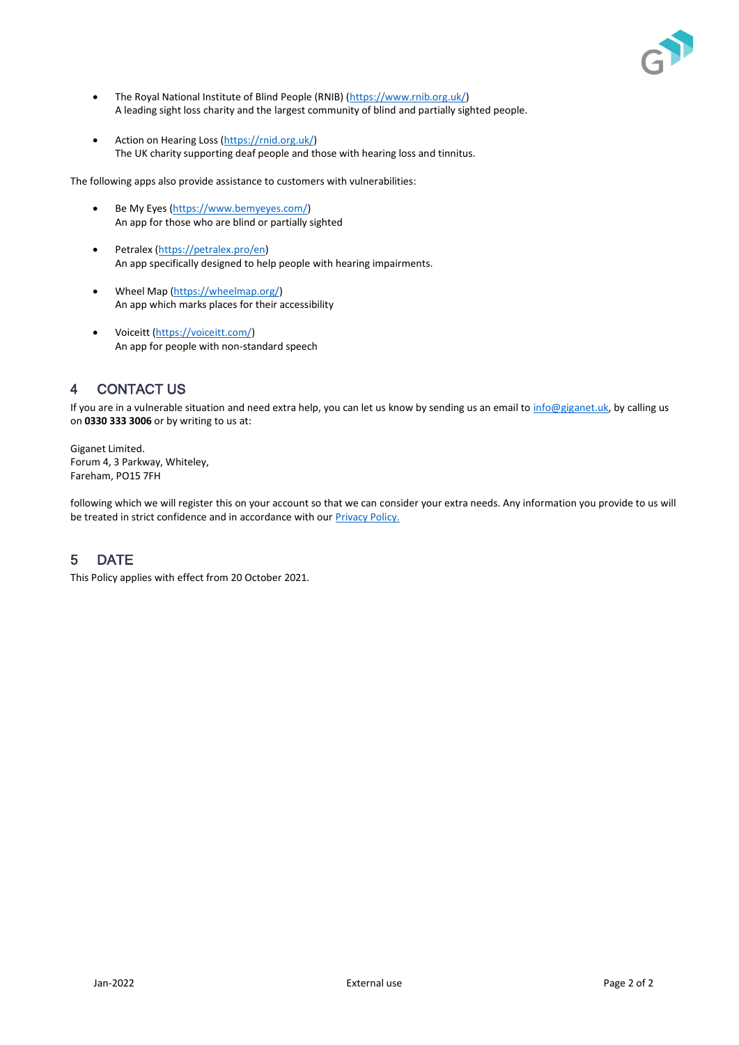- The Royal National Institute of Blind People (RNIB) (https://www.rnib.org.uk/)
  A leading sight loss charity and the largest community of blind and partially sighted people.

- Action on Hearing Loss (https://rnid.org.uk/)
  The UK charity supporting deaf people and those with hearing loss and tinnitus.

The following apps also provide assistance to customers with vulnerabilities:

- Be My Eyes (https://www.bemyeyes.com/)
  An app for those who are blind or partially sighted

- Petralex (https://petralex.pro/en)
  An app specifically designed to help people with hearing impairments.

- Wheel Map (https://wheelmap.org/)
  An app which marks places for their accessibility

- Voiceitt (https://voiceitt.com/)
  An app for people with non-standard speech

## 4 CONTACT US

If you are in a vulnerable situation and need extra help, you can let us know by sending us an email to info@giganet.uk, by calling us on **0330 333 3006** or by writing to us at:

Giganet Limited.
Forum 4, 3 Parkway, Whiteley,
Fareham, PO15 7FH

following which we will register this on your account so that we can consider your extra needs. Any information you provide to us will be treated in strict confidence and in accordance with our Privacy Policy.

## 5 DATE

This Policy applies with effect from 20 October 2021.